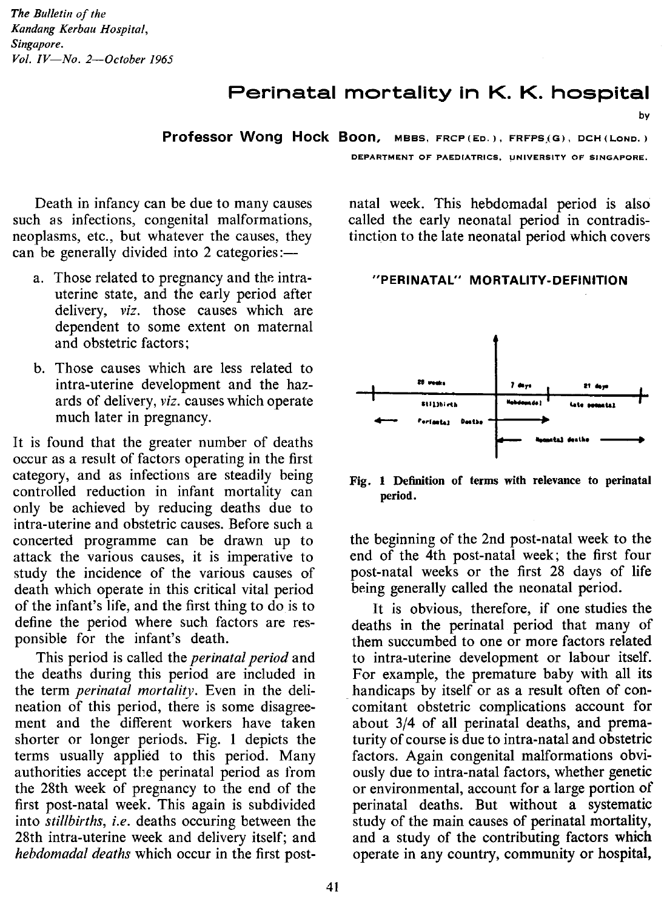*The Bulletin of the Kandang Kerbau Hospital, Singapore. Vol. IV—No. 2—October 1965*

# Perinatal mortality in K. K. hospital

by

**Professor Wong Hock Boon,** MBBS, FRCP (ED.), FRFPS (G), DCH (LOND.)

DEPARTMENT OF PAEDIATRICS, UNIVERSITY OF SINGAPORE.

Death in infancy can be due to many causes such as infections, congenital malformations, neoplasms, etc., but whatever the causes, they can be generally divided into 2 categories:—

a. Those related to pregnancy and the intra-uterine state, and the early period after delivery, *viz.* those causes which are dependent to some extent on maternal and obstetric factors;

b. Those causes which are less related to intra-uterine development and the hazards of delivery, *viz.* causes which operate much later in pregnancy.

It is found that the greater number of deaths occur as a result of factors operating in the first category, and as infections are steadily being controlled reduction in infant mortality can only be achieved by reducing deaths due to intra-uterine and obstetric causes. Before such a concerted programme can be drawn up to attack the various causes, it is imperative to study the incidence of the various causes of death which operate in this critical vital period of the infant's life, and the first thing to do is to define the period where such factors are responsible for the infant's death.

This period is called the *perinatal period* and the deaths during this period are included in the term *perinatal mortality*. Even in the delineation of this period, there is some disagreement and the different workers have taken shorter or longer periods. Fig. 1 depicts the terms usually applied to this period. Many authorities accept the perinatal period as from the 28th week of pregnancy to the end of the first post-natal week. This again is subdivided into *stillbirths*, *i.e.* deaths occuring between the 28th intra-uterine week and delivery itself; and *hebdomadal deaths* which occur in the first post-natal week. This hebdomadal period is also called the early neonatal period in contradistinction to the late neonatal period which covers the beginning of the 2nd post-natal week to the end of the 4th post-natal week; the first four post-natal weeks or the first 28 days of life being generally called the neonatal period.

**"PERINATAL" MORTALITY-DEFINITION**

28 weeks | 7 days | 21 days

Stillbirth | Hebdomadal | Late neonatal

← Perinatal Deaths →

← Neonatal deaths →

**Fig. 1 Definition of terms with relevance to perinatal period.**

It is obvious, therefore, if one studies the deaths in the perinatal period that many of them succumbed to one or more factors related to intra-uterine development or labour itself. For example, the premature baby with all its handicaps by itself or as a result often of concomitant obstetric complications account for about 3/4 of all perinatal deaths, and prematurity of course is due to intra-natal and obstetric factors. Again congenital malformations obviously due to intra-natal factors, whether genetic or environmental, account for a large portion of perinatal deaths. But without a systematic study of the main causes of perinatal mortality, and a study of the contributing factors which operate in any country, community or hospital,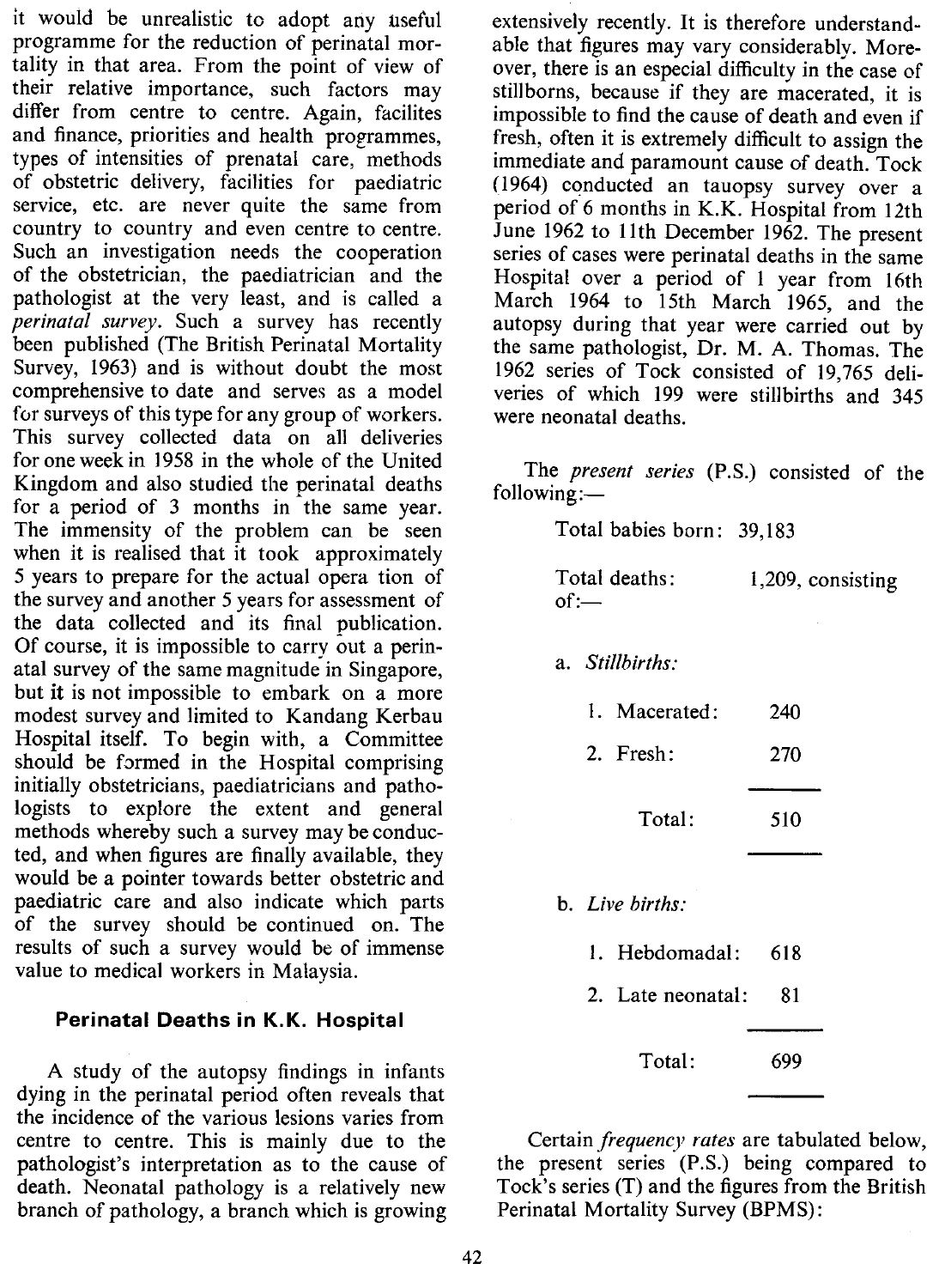it would be unrealistic to adopt any useful programme for the reduction of perinatal mortality in that area. From the point of view of their relative importance, such factors may differ from centre to centre. Again, facilites and finance, priorities and health programmes, types of intensities of prenatal care, methods of obstetric delivery, facilities for paediatric service, etc. are never quite the same from country to country and even centre to centre. Such an investigation needs the cooperation of the obstetrician, the paediatrician and the pathologist at the very least, and is called a *perinatal survey*. Such a survey has recently been published (The British Perinatal Mortality Survey, 1963) and is without doubt the most comprehensive to date and serves as a model for surveys of this type for any group of workers. This survey collected data on all deliveries for one week in 1958 in the whole of the United Kingdom and also studied the perinatal deaths for a period of 3 months in the same year. The immensity of the problem can be seen when it is realised that it took approximately 5 years to prepare for the actual opera tion of the survey and another 5 years for assessment of the data collected and its final publication. Of course, it is impossible to carry out a perinatal survey of the same magnitude in Singapore, but it is not impossible to embark on a more modest survey and limited to Kandang Kerbau Hospital itself. To begin with, a Committee should be formed in the Hospital comprising initially obstetricians, paediatricians and pathologists to explore the extent and general methods whereby such a survey may be conducted, and when figures are finally available, they would be a pointer towards better obstetric and paediatric care and also indicate which parts of the survey should be continued on. The results of such a survey would be of immense value to medical workers in Malaysia.

## Perinatal Deaths in K.K. Hospital

A study of the autopsy findings in infants dying in the perinatal period often reveals that the incidence of the various lesions varies from centre to centre. This is mainly due to the pathologist's interpretation as to the cause of death. Neonatal pathology is a relatively new branch of pathology, a branch which is growing extensively recently. It is therefore understandable that figures may vary considerably. Moreover, there is an especial difficulty in the case of stillborns, because if they are macerated, it is impossible to find the cause of death and even if fresh, often it is extremely difficult to assign the immediate and paramount cause of death. Tock (1964) conducted an tauopsy survey over a period of 6 months in K.K. Hospital from 12th June 1962 to 11th December 1962. The present series of cases were perinatal deaths in the same Hospital over a period of 1 year from 16th March 1964 to 15th March 1965, and the autopsy during that year were carried out by the same pathologist, Dr. M. A. Thomas. The 1962 series of Tock consisted of 19,765 deliveries of which 199 were stillbirths and 345 were neonatal deaths.

The *present series* (P.S.) consisted of the following:—

Total babies born: 39,183

Total deaths: 1,209, consisting of:—

a. *Stillbirths:*

| | |
|---|---|
| 1. Macerated: | 240 |
| 2. Fresh: | 270 |
| Total: | 510 |

b. *Live births:*

| | |
|---|---|
| 1. Hebdomadal: | 618 |
| 2. Late neonatal: | 81 |
| Total: | 699 |

Certain *frequency rates* are tabulated below, the present series (P.S.) being compared to Tock's series (T) and the figures from the British Perinatal Mortality Survey (BPMS):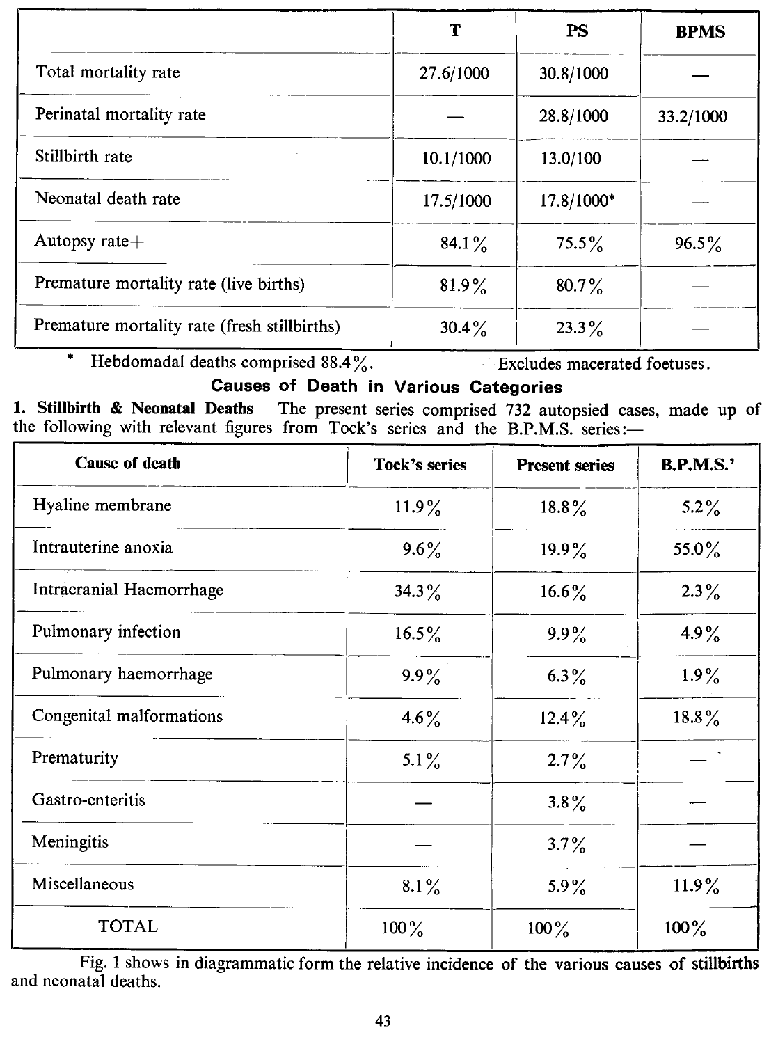| | T | PS | BPMS |
|---|---|---|---|
| Total mortality rate | 27.6/1000 | 30.8/1000 | — |
| Perinatal mortality rate | — | 28.8/1000 | 33.2/1000 |
| Stillbirth rate | 10.1/1000 | 13.0/100 | — |
| Neonatal death rate | 17.5/1000 | 17.8/1000* | — |
| Autopsy rate+ | 84.1% | 75.5% | 96.5% |
| Premature mortality rate (live births) | 81.9% | 80.7% | — |
| Premature mortality rate (fresh stillbirths) | 30.4% | 23.3% | — |

\* Hebdomadal deaths comprised 88.4%. +Excludes macerated foetuses.

## Causes of Death in Various Categories

**1. Stillbirth & Neonatal Deaths** The present series comprised 732 autopsied cases, made up of the following with relevant figures from Tock's series and the B.P.M.S. series:—

| Cause of death | Tock's series | Present series | B.P.M.S.' |
|---|---|---|---|
| Hyaline membrane | 11.9% | 18.8% | 5.2% |
| Intrauterine anoxia | 9.6% | 19.9% | 55.0% |
| Intracranial Haemorrhage | 34.3% | 16.6% | 2.3% |
| Pulmonary infection | 16.5% | 9.9% | 4.9% |
| Pulmonary haemorrhage | 9.9% | 6.3% | 1.9% |
| Congenital malformations | 4.6% | 12.4% | 18.8% |
| Prematurity | 5.1% | 2.7% | — |
| Gastro-enteritis | — | 3.8% | — |
| Meningitis | — | 3.7% | — |
| Miscellaneous | 8.1% | 5.9% | 11.9% |
| TOTAL | 100% | 100% | 100% |

Fig. 1 shows in diagrammatic form the relative incidence of the various causes of stillbirths and neonatal deaths.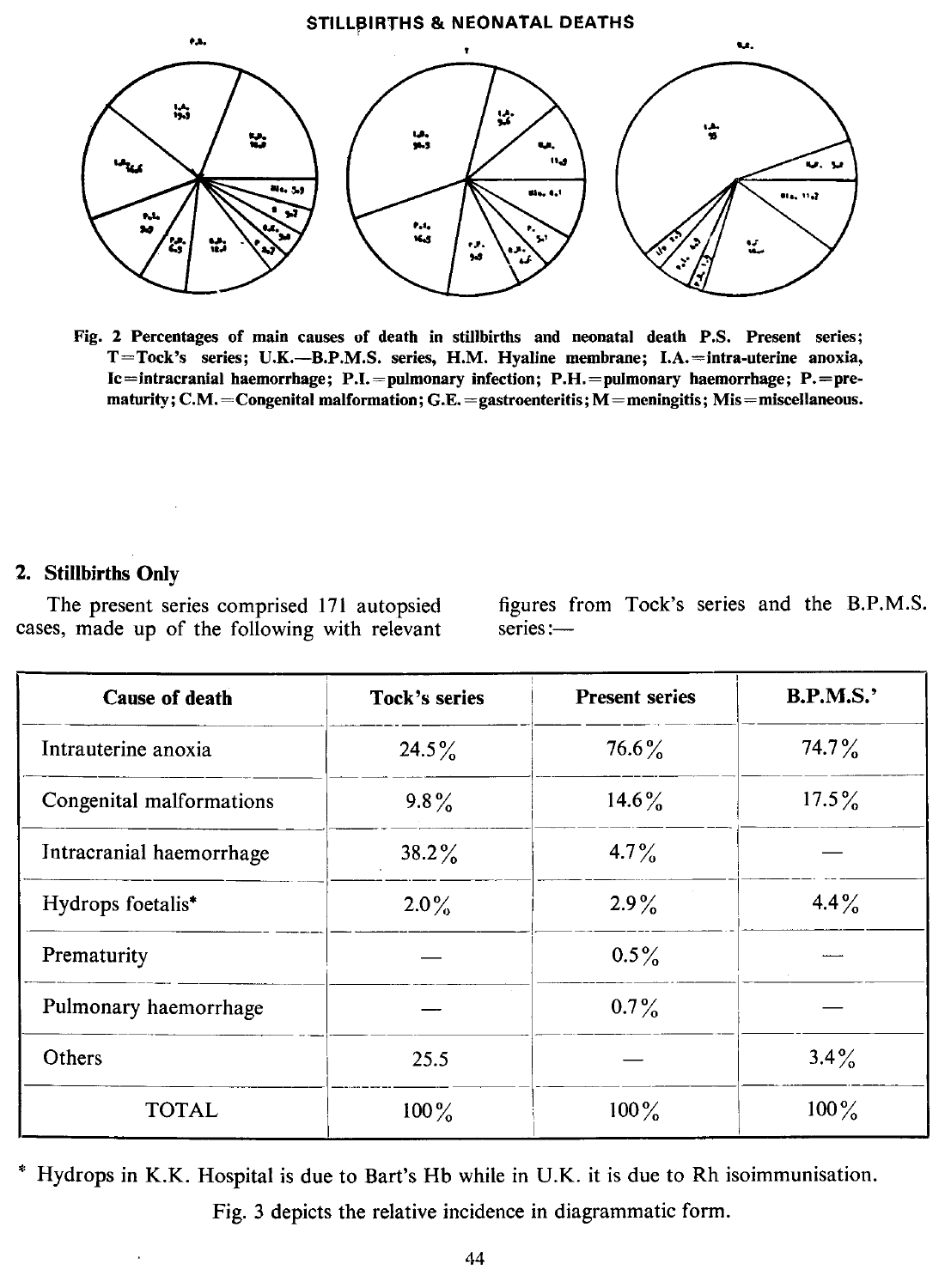Fig. 2 Percentages of main causes of death in stillbirths and neonatal death P.S. Present series; T=Tock's series; U.K.—B.P.M.S. series, H.M. Hyaline membrane; I.A.=intra-uterine anoxia, Ic=intracranial haemorrhage; P.I.=pulmonary infection; P.H.=pulmonary haemorrhage; P.=prematurity; C.M.=Congenital malformation; G.E.=gastroenteritis; M=meningitis; Mis=miscellaneous.

## 2. Stillbirths Only

The present series comprised 171 autopsied cases, made up of the following with relevant figures from Tock's series and the B.P.M.S. series:—

| Cause of death | Tock's series | Present series | B.P.M.S.' |
|---|---|---|---|
| Intrauterine anoxia | 24.5% | 76.6% | 74.7% |
| Congenital malformations | 9.8% | 14.6% | 17.5% |
| Intracranial haemorrhage | 38.2% | 4.7% | — |
| Hydrops foetalis* | 2.0% | 2.9% | 4.4% |
| Prematurity | — | 0.5% | — |
| Pulmonary haemorrhage | — | 0.7% | — |
| Others | 25.5 | — | 3.4% |
| TOTAL | 100% | 100% | 100% |

* Hydrops in K.K. Hospital is due to Bart's Hb while in U.K. it is due to Rh isoimmunisation.

Fig. 3 depicts the relative incidence in diagrammatic form.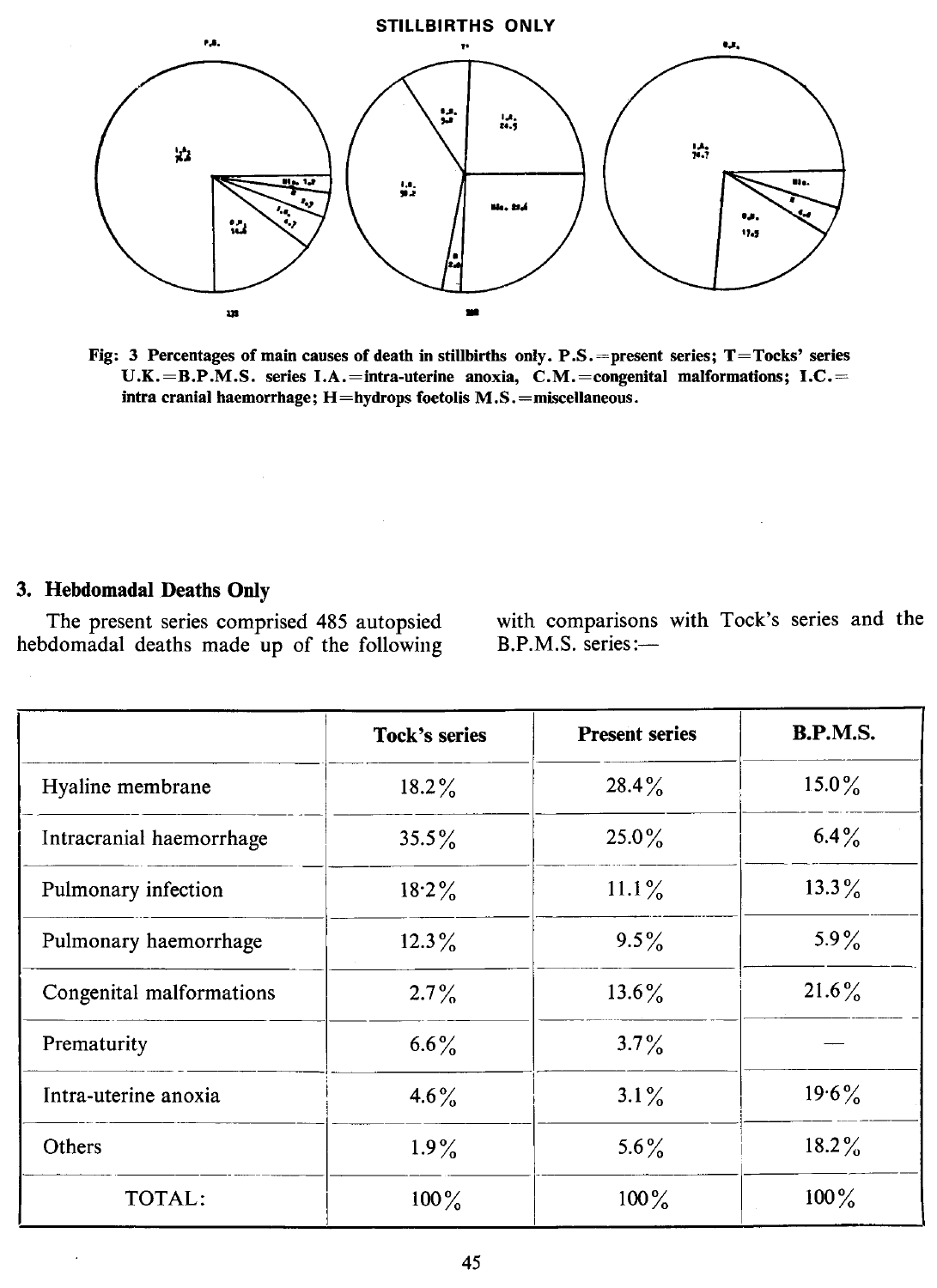## STILLBIRTHS ONLY

Fig: 3 Percentages of main causes of death in stillbirths only. P.S.=present series; T=Tocks' series U.K.=B.P.M.S. series I.A.=intra-uterine anoxia, C.M.=congenital malformations; I.C.= intra cranial haemorrhage; H=hydrops foetolis M.S.=miscellaneous.

### 3. Hebdomadal Deaths Only

The present series comprised 485 autopsied hebdomadal deaths made up of the following with comparisons with Tock's series and the B.P.M.S. series:—

| | Tock's series | Present series | B.P.M.S. |
|---|---|---|---|
| Hyaline membrane | 18.2% | 28.4% | 15.0% |
| Intracranial haemorrhage | 35.5% | 25.0% | 6.4% |
| Pulmonary infection | 18·2% | 11.1% | 13.3% |
| Pulmonary haemorrhage | 12.3% | 9.5% | 5.9% |
| Congenital malformations | 2.7% | 13.6% | 21.6% |
| Prematurity | 6.6% | 3.7% | — |
| Intra-uterine anoxia | 4.6% | 3.1% | 19·6% |
| Others | 1.9% | 5.6% | 18.2% |
| TOTAL: | 100% | 100% | 100% |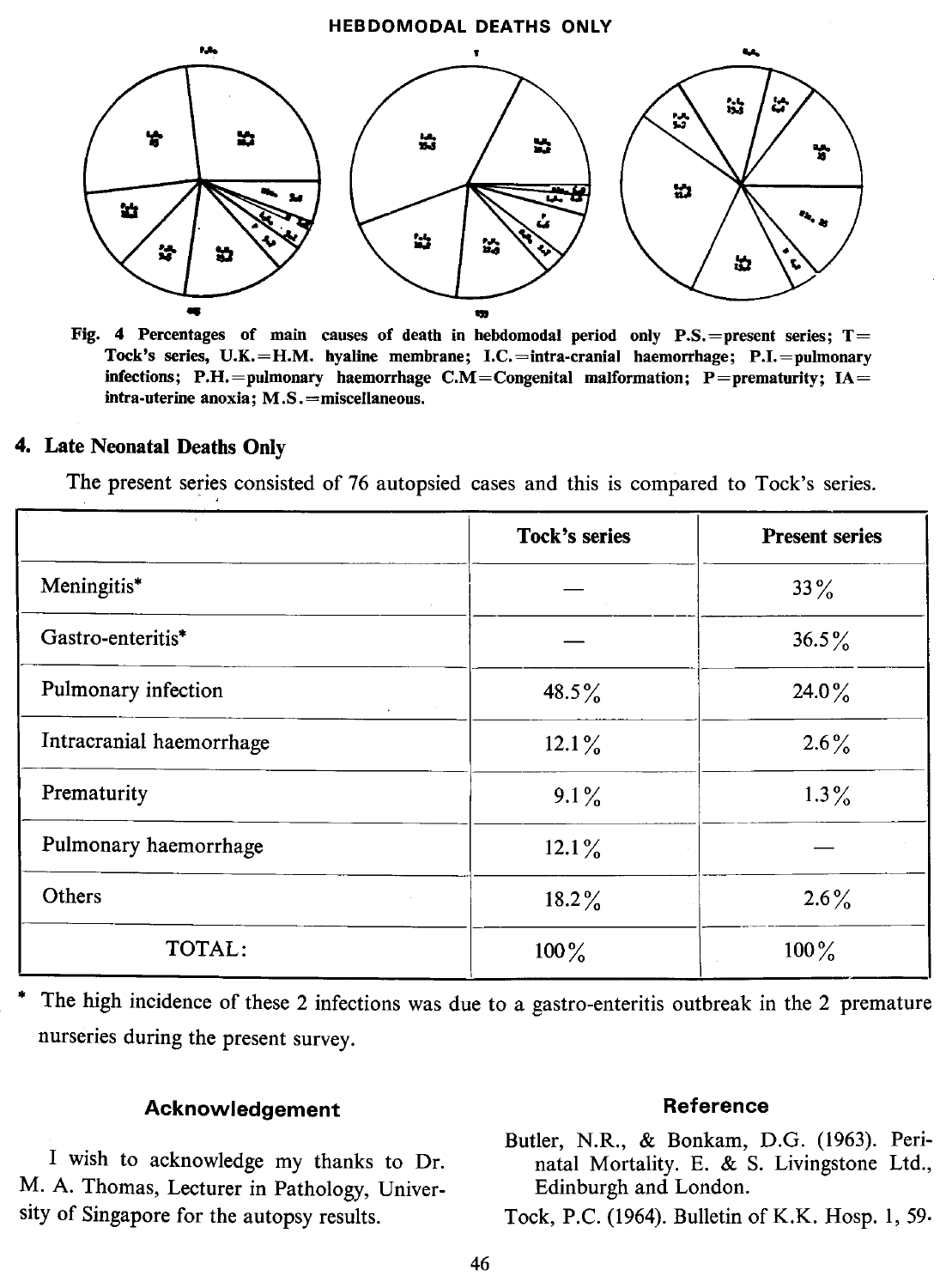HEBDOMODAL DEATHS ONLY

Fig. 4 Percentages of main causes of death in hebdomodal period only P.S.=present series; T= Tock's series, U.K.=H.M. hyaline membrane; I.C.=intra-cranial haemorrhage; P.I.=pulmonary infections; P.H.=pulmonary haemorrhage C.M=Congenital malformation; P=prematurity; IA= intra-uterine anoxia; M.S.=miscellaneous.

## 4. Late Neonatal Deaths Only

The present series consisted of 76 autopsied cases and this is compared to Tock's series.

| | Tock's series | Present series |
|---|---|---|
| Meningitis* | — | 33% |
| Gastro-enteritis* | — | 36.5% |
| Pulmonary infection | 48.5% | 24.0% |
| Intracranial haemorrhage | 12.1% | 2.6% |
| Prematurity | 9.1% | 1.3% |
| Pulmonary haemorrhage | 12.1% | — |
| Others | 18.2% | 2.6% |
| TOTAL: | 100% | 100% |

\* The high incidence of these 2 infections was due to a gastro-enteritis outbreak in the 2 premature nurseries during the present survey.

### Acknowledgement

I wish to acknowledge my thanks to Dr. M. A. Thomas, Lecturer in Pathology, University of Singapore for the autopsy results.

### Reference

Butler, N.R., & Bonkam, D.G. (1963). Perinatal Mortality. E. & S. Livingstone Ltd., Edinburgh and London.

Tock, P.C. (1964). Bulletin of K.K. Hosp. 1, 59.